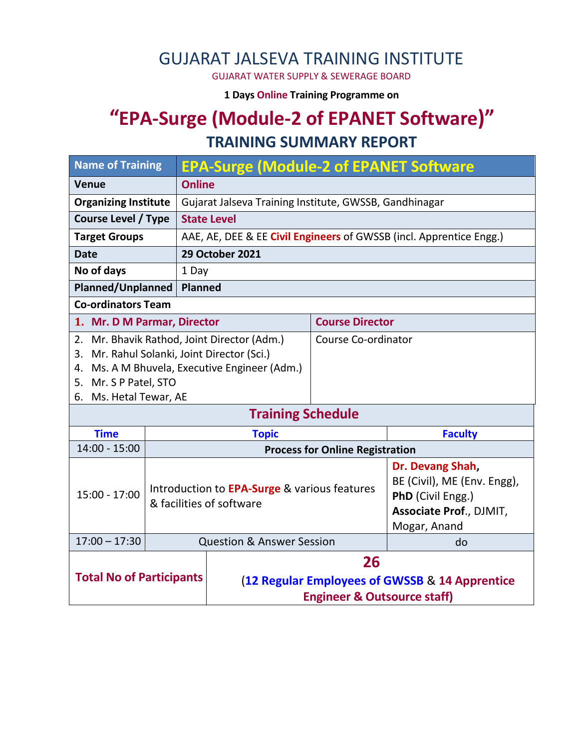# GUJARAT JALSEVA TRAINING INSTITUTE

GUJARAT WATER SUPPLY & SEWERAGE BOARD

**1 Days Online Training Programme on**

## "EPA-Surge (Module-2 of EPANET Software)"

## TRAINING SUMMARY REPORT

| Name of Training | EPA-Surge (Module-2 of EPANET Software |
|---|---|
| Venue | Online |
| Organizing Institute | Gujarat Jalseva Training Institute, GWSSB, Gandhinagar |
| Course Level / Type | State Level |
| Target Groups | AAE, AE, DEE & EE Civil Engineers of GWSSB (incl. Apprentice Engg.) |
| Date | 29 October 2021 |
| No of days | 1 Day |
| Planned/Unplanned | Planned |

**Co-ordinators Team**

| | |
|---|---|
| 1. Mr. D M Parmar, Director | Course Director |
| 2. Mr. Bhavik Rathod, Joint Director (Adm.)<br>3. Mr. Rahul Solanki, Joint Director (Sci.)<br>4. Ms. A M Bhuvela, Executive Engineer (Adm.)<br>5. Mr. S P Patel, STO<br>6. Ms. Hetal Tewar, AE | Course Co-ordinator |

**Training Schedule**

| Time | Topic | Faculty |
|---|---|---|
| 14:00 - 15:00 | **Process for Online Registration** | |
| 15:00 - 17:00 | Introduction to **EPA-Surge** & various features & facilities of software | **Dr. Devang Shah,** BE (Civil), ME (Env. Engg), **PhD** (Civil Engg.) **Associate Prof**., DJMIT, Mogar, Anand |
| 17:00 – 17:30 | Question & Answer Session | do |

| Total No of Participants | **26** (**12 Regular Employees of GWSSB** & **14 Apprentice Engineer & Outsource staff**) |
|---|---|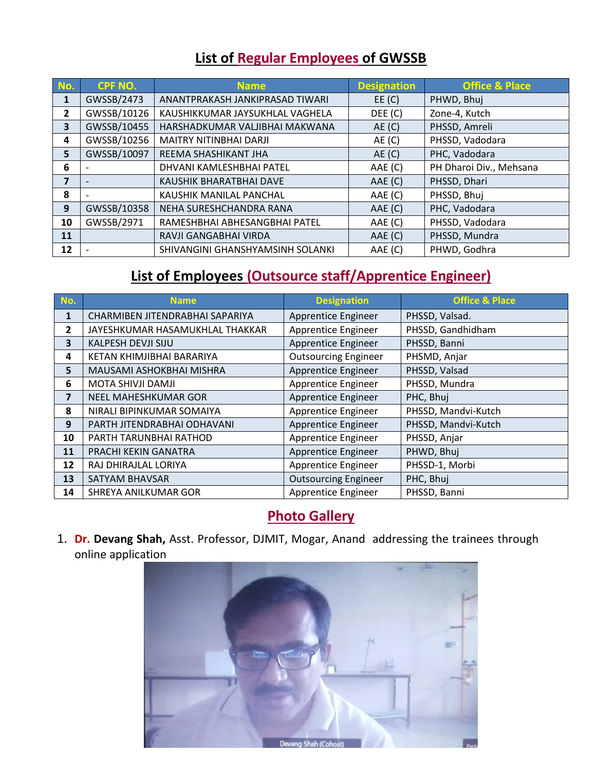## List of Regular Employees of GWSSB

| No. | CPF NO. | Name | Designation | Office & Place |
|---|---|---|---|---|
| 1 | GWSSB/2473 | ANANTPRAKASH JANKIPRASAD TIWARI | EE (C) | PHWD, Bhuj |
| 2 | GWSSB/10126 | KAUSHIKKUMAR JAYSUKHLAL VAGHELA | DEE (C) | Zone-4, Kutch |
| 3 | GWSSB/10455 | HARSHADKUMAR VALJIBHAI MAKWANA | AE (C) | PHSSD, Amreli |
| 4 | GWSSB/10256 | MAITRY NITINBHAI DARJI | AE (C) | PHSSD, Vadodara |
| 5 | GWSSB/10097 | REEMA SHASHIKANT JHA | AE (C) | PHC, Vadodara |
| 6 | - | DHVANI KAMLESHBHAI PATEL | AAE (C) | PH Dharoi Div., Mehsana |
| 7 | - | KAUSHIK BHARATBHAI DAVE | AAE (C) | PHSSD, Dhari |
| 8 | - | KAUSHIK MANILAL PANCHAL | AAE (C) | PHSSD, Bhuj |
| 9 | GWSSB/10358 | NEHA SURESHCHANDRA RANA | AAE (C) | PHC, Vadodara |
| 10 | GWSSB/2971 | RAMESHBHAI ABHESANGBHAI PATEL | AAE (C) | PHSSD, Vadodara |
| 11 | | RAVJI GANGABHAI VIRDA | AAE (C) | PHSSD, Mundra |
| 12 | - | SHIVANGINI GHANSHYAMSINH SOLANKI | AAE (C) | PHWD, Godhra |

## List of Employees (Outsource staff/Apprentice Engineer)

| No. | Name | Designation | Office & Place |
|---|---|---|---|
| 1 | CHARMIBEN JITENDRABHAI SAPARIYA | Apprentice Engineer | PHSSD, Valsad. |
| 2 | JAYESHKUMAR HASAMUKHLAL THAKKAR | Apprentice Engineer | PHSSD, Gandhidham |
| 3 | KALPESH DEVJI SIJU | Apprentice Engineer | PHSSD, Banni |
| 4 | KETAN KHIMJIBHAI BARARIYA | Outsourcing Engineer | PHSMD, Anjar |
| 5 | MAUSAMI ASHOKBHAI MISHRA | Apprentice Engineer | PHSSD, Valsad |
| 6 | MOTA SHIVJI DAMJI | Apprentice Engineer | PHSSD, Mundra |
| 7 | NEEL MAHESHKUMAR GOR | Apprentice Engineer | PHC, Bhuj |
| 8 | NIRALI BIPINKUMAR SOMAIYA | Apprentice Engineer | PHSSD, Mandvi-Kutch |
| 9 | PARTH JITENDRABHAI ODHAVANI | Apprentice Engineer | PHSSD, Mandvi-Kutch |
| 10 | PARTH TARUNBHAI RATHOD | Apprentice Engineer | PHSSD, Anjar |
| 11 | PRACHI KEKIN GANATRA | Apprentice Engineer | PHWD, Bhuj |
| 12 | RAJ DHIRAJLAL LORIYA | Apprentice Engineer | PHSSD-1, Morbi |
| 13 | SATYAM BHAVSAR | Outsourcing Engineer | PHC, Bhuj |
| 14 | SHREYA ANILKUMAR GOR | Apprentice Engineer | PHSSD, Banni |

## Photo Gallery

1. **Dr. Devang Shah,** Asst. Professor, DJMIT, Mogar, Anand addressing the trainees through online application